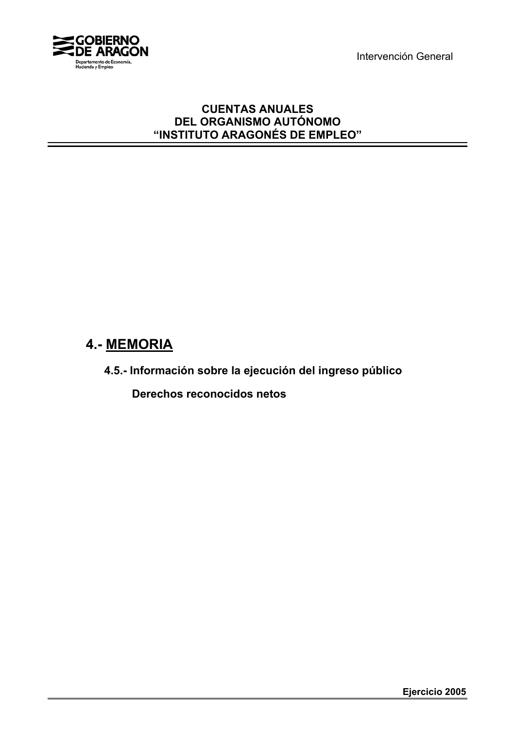**CUENTAS ANUALES**
**DEL ORGANISMO AUTÓNOMO**
**"INSTITUTO ARAGONÉS DE EMPLEO"**

# 4.- MEMORIA

## 4.5.- Información sobre la ejecución del ingreso público

### Derechos reconocidos netos

**Ejercicio 2005**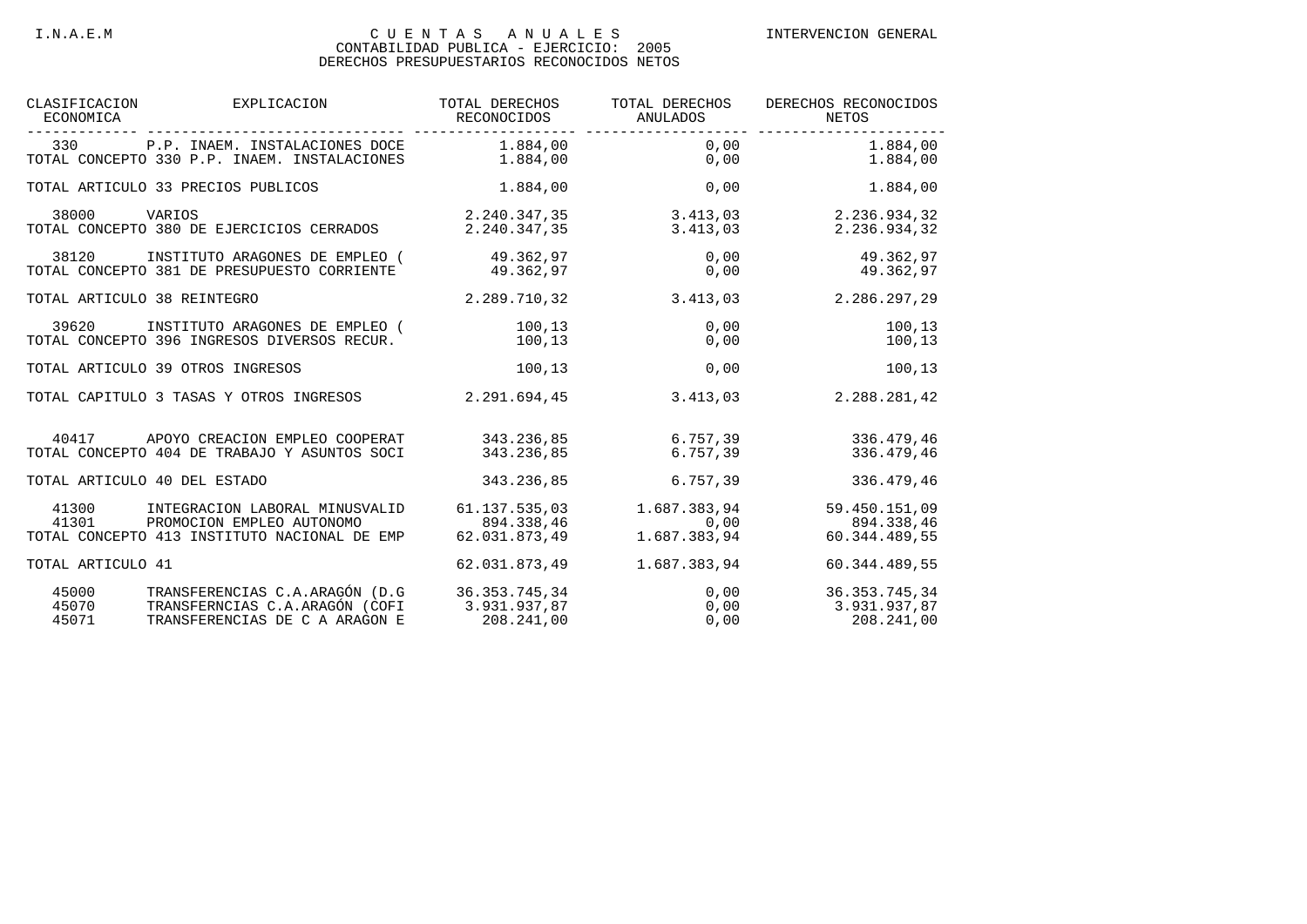I.N.A.E.M — CUENTAS ANUALES — INTERVENCION GENERAL

CONTABILIDAD PUBLICA - EJERCICIO: 2005

DERECHOS PRESUPUESTARIOS RECONOCIDOS NETOS

| CLASIFICACION ECONOMICA | EXPLICACION | TOTAL DERECHOS RECONOCIDOS | TOTAL DERECHOS ANULADOS | DERECHOS RECONOCIDOS NETOS |
|---|---|---|---|---|
| 330 | P.P. INAEM. INSTALACIONES DOCE | 1.884,00 | 0,00 | 1.884,00 |
| TOTAL CONCEPTO 330 P.P. INAEM. INSTALACIONES | | 1.884,00 | 0,00 | 1.884,00 |
| TOTAL ARTICULO 33 PRECIOS PUBLICOS | | 1.884,00 | 0,00 | 1.884,00 |
| 38000 | VARIOS | 2.240.347,35 | 3.413,03 | 2.236.934,32 |
| TOTAL CONCEPTO 380 DE EJERCICIOS CERRADOS | | 2.240.347,35 | 3.413,03 | 2.236.934,32 |
| 38120 | INSTITUTO ARAGONES DE EMPLEO ( | 49.362,97 | 0,00 | 49.362,97 |
| TOTAL CONCEPTO 381 DE PRESUPUESTO CORRIENTE | | 49.362,97 | 0,00 | 49.362,97 |
| TOTAL ARTICULO 38 REINTEGRO | | 2.289.710,32 | 3.413,03 | 2.286.297,29 |
| 39620 | INSTITUTO ARAGONES DE EMPLEO ( | 100,13 | 0,00 | 100,13 |
| TOTAL CONCEPTO 396 INGRESOS DIVERSOS RECUR. | | 100,13 | 0,00 | 100,13 |
| TOTAL ARTICULO 39 OTROS INGRESOS | | 100,13 | 0,00 | 100,13 |
| TOTAL CAPITULO 3 TASAS Y OTROS INGRESOS | | 2.291.694,45 | 3.413,03 | 2.288.281,42 |
| 40417 | APOYO CREACION EMPLEO COOPERAT | 343.236,85 | 6.757,39 | 336.479,46 |
| TOTAL CONCEPTO 404 DE TRABAJO Y ASUNTOS SOCI | | 343.236,85 | 6.757,39 | 336.479,46 |
| TOTAL ARTICULO 40 DEL ESTADO | | 343.236,85 | 6.757,39 | 336.479,46 |
| 41300 | INTEGRACION LABORAL MINUSVALID | 61.137.535,03 | 1.687.383,94 | 59.450.151,09 |
| 41301 | PROMOCION EMPLEO AUTONOMO | 894.338,46 | 0,00 | 894.338,46 |
| TOTAL CONCEPTO 413 INSTITUTO NACIONAL DE EMP | | 62.031.873,49 | 1.687.383,94 | 60.344.489,55 |
| TOTAL ARTICULO 41 | | 62.031.873,49 | 1.687.383,94 | 60.344.489,55 |
| 45000 | TRANSFERENCIAS C.A.ARAGÓN (D.G | 36.353.745,34 | 0,00 | 36.353.745,34 |
| 45070 | TRANSFERNCIAS C.A.ARAGÓN (COFI | 3.931.937,87 | 0,00 | 3.931.937,87 |
| 45071 | TRANSFERENCIAS DE C A ARAGON E | 208.241,00 | 0,00 | 208.241,00 |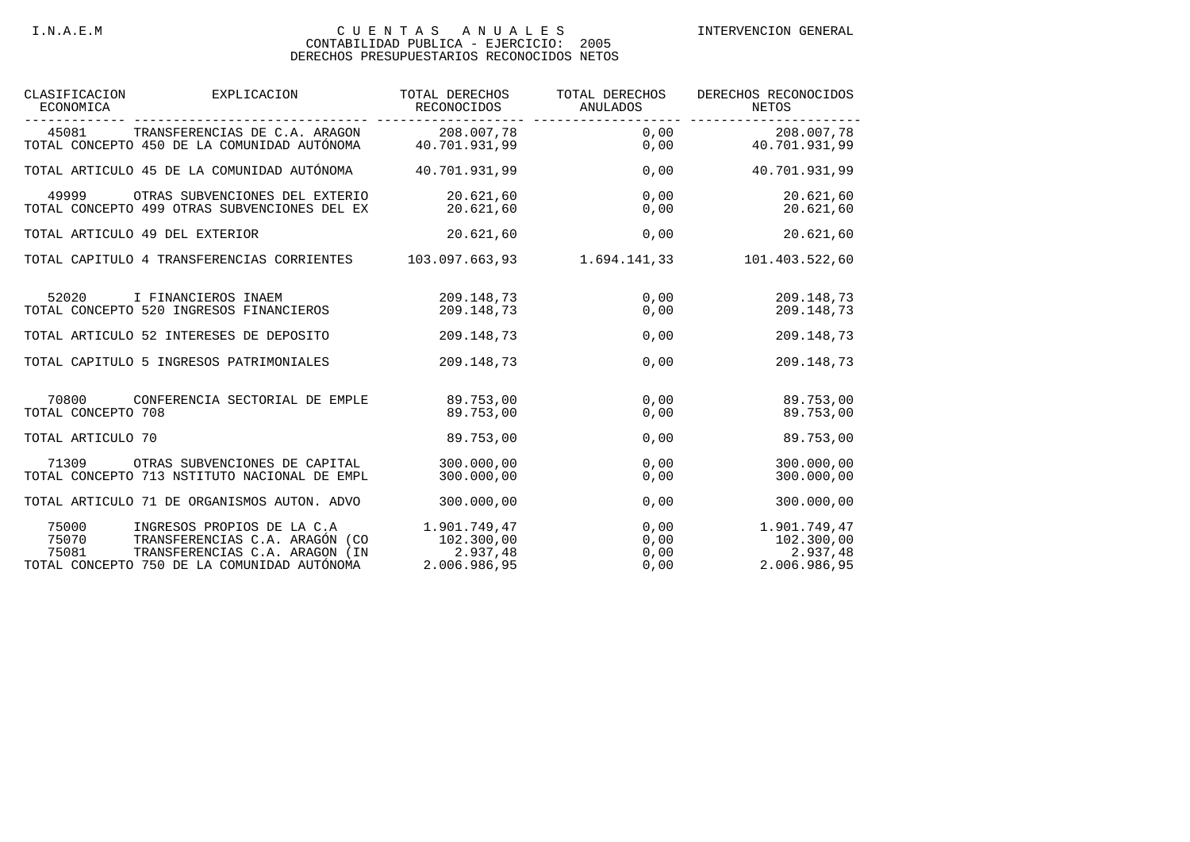I.N.A.E.M

# CUENTAS ANUALES

INTERVENCION GENERAL

CONTABILIDAD PUBLICA - EJERCICIO: 2005

DERECHOS PRESUPUESTARIOS RECONOCIDOS NETOS

| CLASIFICACION ECONOMICA | EXPLICACION | TOTAL DERECHOS RECONOCIDOS | TOTAL DERECHOS ANULADOS | DERECHOS RECONOCIDOS NETOS |
|---|---|---|---|---|
| 45081 | TRANSFERENCIAS DE C.A. ARAGON | 208.007,78 | 0,00 | 208.007,78 |
| TOTAL CONCEPTO 450 DE LA COMUNIDAD AUTÓNOMA | | 40.701.931,99 | 0,00 | 40.701.931,99 |
| TOTAL ARTICULO 45 DE LA COMUNIDAD AUTÓNOMA | | 40.701.931,99 | 0,00 | 40.701.931,99 |
| 49999 | OTRAS SUBVENCIONES DEL EXTERIO | 20.621,60 | 0,00 | 20.621,60 |
| TOTAL CONCEPTO 499 OTRAS SUBVENCIONES DEL EX | | 20.621,60 | 0,00 | 20.621,60 |
| TOTAL ARTICULO 49 DEL EXTERIOR | | 20.621,60 | 0,00 | 20.621,60 |
| TOTAL CAPITULO 4 TRANSFERENCIAS CORRIENTES | | 103.097.663,93 | 1.694.141,33 | 101.403.522,60 |
| 52020 | I FINANCIEROS INAEM | 209.148,73 | 0,00 | 209.148,73 |
| TOTAL CONCEPTO 520 INGRESOS FINANCIEROS | | 209.148,73 | 0,00 | 209.148,73 |
| TOTAL ARTICULO 52 INTERESES DE DEPOSITO | | 209.148,73 | 0,00 | 209.148,73 |
| TOTAL CAPITULO 5 INGRESOS PATRIMONIALES | | 209.148,73 | 0,00 | 209.148,73 |
| 70800 | CONFERENCIA SECTORIAL DE EMPLE | 89.753,00 | 0,00 | 89.753,00 |
| TOTAL CONCEPTO 708 | | 89.753,00 | 0,00 | 89.753,00 |
| TOTAL ARTICULO 70 | | 89.753,00 | 0,00 | 89.753,00 |
| 71309 | OTRAS SUBVENCIONES DE CAPITAL | 300.000,00 | 0,00 | 300.000,00 |
| TOTAL CONCEPTO 713 NSTITUTO NACIONAL DE EMPL | | 300.000,00 | 0,00 | 300.000,00 |
| TOTAL ARTICULO 71 DE ORGANISMOS AUTON. ADVO | | 300.000,00 | 0,00 | 300.000,00 |
| 75000 | INGRESOS PROPIOS DE LA C.A | 1.901.749,47 | 0,00 | 1.901.749,47 |
| 75070 | TRANSFERENCIAS C.A. ARAGÓN (CO | 102.300,00 | 0,00 | 102.300,00 |
| 75081 | TRANSFERENCIAS C.A. ARAGON (IN | 2.937,48 | 0,00 | 2.937,48 |
| TOTAL CONCEPTO 750 DE LA COMUNIDAD AUTÓNOMA | | 2.006.986,95 | 0,00 | 2.006.986,95 |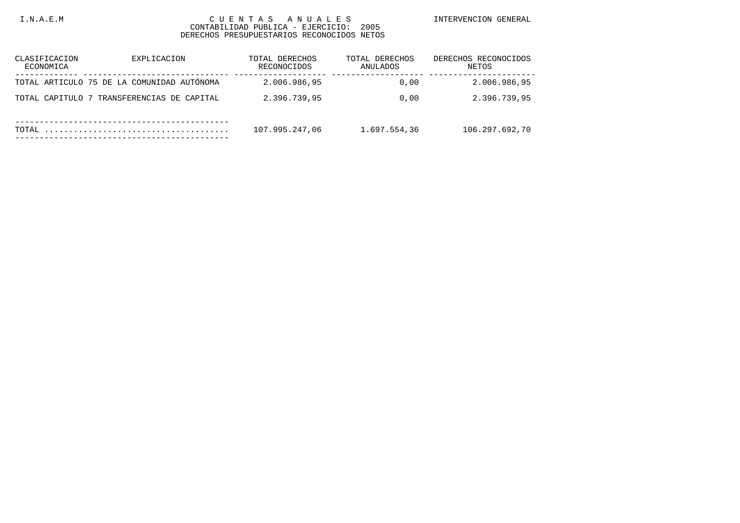I.N.A.E.M

# CUENTAS ANUALES

INTERVENCION GENERAL

CONTABILIDAD PUBLICA - EJERCICIO: 2005

DERECHOS PRESUPUESTARIOS RECONOCIDOS NETOS

| CLASIFICACION ECONOMICA | EXPLICACION | TOTAL DERECHOS RECONOCIDOS | TOTAL DERECHOS ANULADOS | DERECHOS RECONOCIDOS NETOS |
|---|---|---|---|---|
| TOTAL ARTICULO 75 DE LA COMUNIDAD AUTÓNOMA | | 2.006.986,95 | 0,00 | 2.006.986,95 |
| TOTAL CAPITULO 7 TRANSFERENCIAS DE CAPITAL | | 2.396.739,95 | 0,00 | 2.396.739,95 |
| TOTAL ...................................... | | 107.995.247,06 | 1.697.554,36 | 106.297.692,70 |